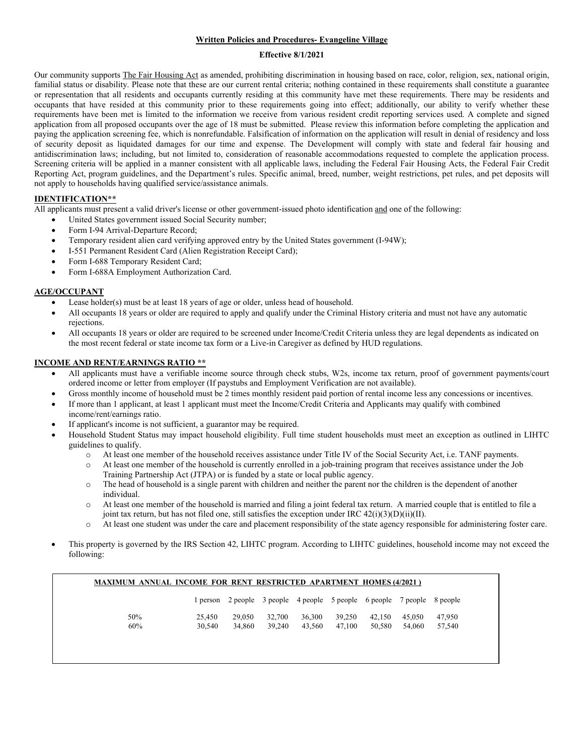**Written Policies and Procedures- Evangeline Village**

**Effective 8/1/2021**

Our community supports The Fair Housing Act as amended, prohibiting discrimination in housing based on race, color, religion, sex, national origin, familial status or disability. Please note that these are our current rental criteria; nothing contained in these requirements shall constitute a guarantee or representation that all residents and occupants currently residing at this community have met these requirements. There may be residents and occupants that have resided at this community prior to these requirements going into effect; additionally, our ability to verify whether these requirements have been met is limited to the information we receive from various resident credit reporting services used. A complete and signed application from all proposed occupants over the age of 18 must be submitted. Please review this information before completing the application and paying the application screening fee, which is nonrefundable. Falsification of information on the application will result in denial of residency and loss of security deposit as liquidated damages for our time and expense. The Development will comply with state and federal fair housing and antidiscrimination laws; including, but not limited to, consideration of reasonable accommodations requested to complete the application process. Screening criteria will be applied in a manner consistent with all applicable laws, including the Federal Fair Housing Acts, the Federal Fair Credit Reporting Act, program guidelines, and the Department's rules. Specific animal, breed, number, weight restrictions, pet rules, and pet deposits will not apply to households having qualified service/assistance animals.

**IDENTIFICATION****

All applicants must present a valid driver's license or other government-issued photo identification and one of the following:

- United States government issued Social Security number;
- Form I-94 Arrival-Departure Record;
- Temporary resident alien card verifying approved entry by the United States government (I-94W);
- I-551 Permanent Resident Card (Alien Registration Receipt Card);
- Form I-688 Temporary Resident Card;
- Form I-688A Employment Authorization Card.

**AGE/OCCUPANT**

- Lease holder(s) must be at least 18 years of age or older, unless head of household.
- All occupants 18 years or older are required to apply and qualify under the Criminal History criteria and must not have any automatic rejections.
- All occupants 18 years or older are required to be screened under Income/Credit Criteria unless they are legal dependents as indicated on the most recent federal or state income tax form or a Live-in Caregiver as defined by HUD regulations.

**INCOME AND RENT/EARNINGS RATIO ****

- All applicants must have a verifiable income source through check stubs, W2s, income tax return, proof of government payments/court ordered income or letter from employer (If paystubs and Employment Verification are not available).
- Gross monthly income of household must be 2 times monthly resident paid portion of rental income less any concessions or incentives.
- If more than 1 applicant, at least 1 applicant must meet the Income/Credit Criteria and Applicants may qualify with combined income/rent/earnings ratio.
- If applicant's income is not sufficient, a guarantor may be required.
- Household Student Status may impact household eligibility. Full time student households must meet an exception as outlined in LIHTC guidelines to qualify.
  - At least one member of the household receives assistance under Title IV of the Social Security Act, i.e. TANF payments.
  - At least one member of the household is currently enrolled in a job-training program that receives assistance under the Job Training Partnership Act (JTPA) or is funded by a state or local public agency.
  - The head of household is a single parent with children and neither the parent nor the children is the dependent of another individual.
  - At least one member of the household is married and filing a joint federal tax return. A married couple that is entitled to file a joint tax return, but has not filed one, still satisfies the exception under IRC 42(i)(3)(D)(ii)(II).
  - At least one student was under the care and placement responsibility of the state agency responsible for administering foster care.
- This property is governed by the IRS Section 42, LIHTC program. According to LIHTC guidelines, household income may not exceed the following:

**MAXIMUM ANNUAL INCOME FOR RENT RESTRICTED APARTMENT HOMES (4/2021 )**

| | 1 person | 2 people | 3 people | 4 people | 5 people | 6 people | 7 people | 8 people |
|---|---|---|---|---|---|---|---|---|
| 50% | 25,450 | 29,050 | 32,700 | 36,300 | 39,250 | 42,150 | 45,050 | 47,950 |
| 60% | 30,540 | 34,860 | 39,240 | 43,560 | 47,100 | 50,580 | 54,060 | 57,540 |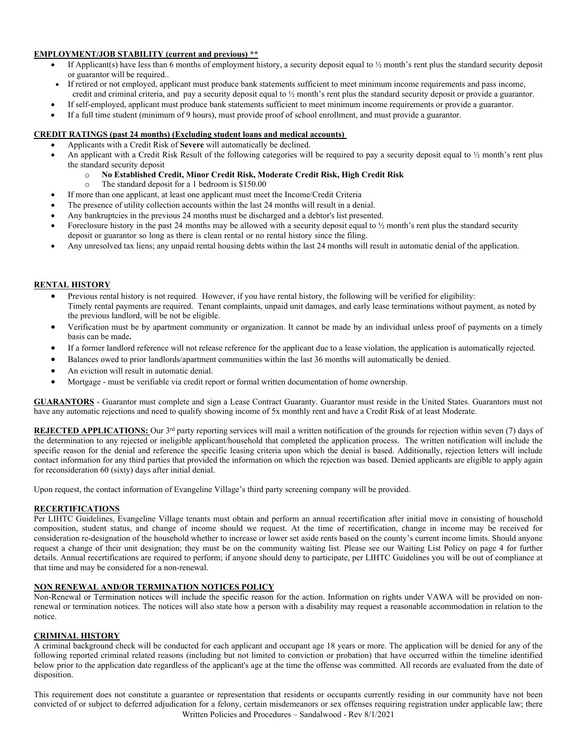**EMPLOYMENT/JOB STABILITY (current and previous) ****

- If Applicant(s) have less than 6 months of employment history, a security deposit equal to ½ month's rent plus the standard security deposit or guarantor will be required..
- If retired or not employed, applicant must produce bank statements sufficient to meet minimum income requirements and pass income, credit and criminal criteria, and pay a security deposit equal to ½ month's rent plus the standard security deposit or provide a guarantor.
- If self-employed, applicant must produce bank statements sufficient to meet minimum income requirements or provide a guarantor.
- If a full time student (minimum of 9 hours), must provide proof of school enrollment, and must provide a guarantor.

**CREDIT RATINGS (past 24 months) (Excluding student loans and medical accounts)**

- Applicants with a Credit Risk of **Severe** will automatically be declined.
- An applicant with a Credit Risk Result of the following categories will be required to pay a security deposit equal to ½ month's rent plus the standard security deposit
  - **No Established Credit, Minor Credit Risk, Moderate Credit Risk, High Credit Risk**
  - The standard deposit for a 1 bedroom is $150.00
- If more than one applicant, at least one applicant must meet the Income/Credit Criteria
- The presence of utility collection accounts within the last 24 months will result in a denial.
- Any bankruptcies in the previous 24 months must be discharged and a debtor's list presented.
- Foreclosure history in the past 24 months may be allowed with a security deposit equal to ½ month's rent plus the standard security deposit or guarantor so long as there is clean rental or no rental history since the filing.
- Any unresolved tax liens; any unpaid rental housing debts within the last 24 months will result in automatic denial of the application.

**RENTAL HISTORY**

- Previous rental history is not required. However, if you have rental history, the following will be verified for eligibility:
  Timely rental payments are required. Tenant complaints, unpaid unit damages, and early lease terminations without payment, as noted by the previous landlord, will be not be eligible.
- Verification must be by apartment community or organization. It cannot be made by an individual unless proof of payments on a timely basis can be made**.**
- If a former landlord reference will not release reference for the applicant due to a lease violation, the application is automatically rejected.
- Balances owed to prior landlords/apartment communities within the last 36 months will automatically be denied.
- An eviction will result in automatic denial.
- Mortgage - must be verifiable via credit report or formal written documentation of home ownership.

**GUARANTORS** - Guarantor must complete and sign a Lease Contract Guaranty. Guarantor must reside in the United States. Guarantors must not have any automatic rejections and need to qualify showing income of 5x monthly rent and have a Credit Risk of at least Moderate.

**REJECTED APPLICATIONS:** Our 3rd party reporting services will mail a written notification of the grounds for rejection within seven (7) days of the determination to any rejected or ineligible applicant/household that completed the application process. The written notification will include the specific reason for the denial and reference the specific leasing criteria upon which the denial is based. Additionally, rejection letters will include contact information for any third parties that provided the information on which the rejection was based. Denied applicants are eligible to apply again for reconsideration 60 (sixty) days after initial denial.

Upon request, the contact information of Evangeline Village's third party screening company will be provided.

**RECERTIFICATIONS**

Per LIHTC Guidelines, Evangeline Village tenants must obtain and perform an annual recertification after initial move in consisting of household composition, student status, and change of income should we request. At the time of recertification, change in income may be received for consideration re-designation of the household whether to increase or lower set aside rents based on the county's current income limits. Should anyone request a change of their unit designation; they must be on the community waiting list. Please see our Waiting List Policy on page 4 for further details. Annual recertifications are required to perform; if anyone should deny to participate, per LIHTC Guidelines you will be out of compliance at that time and may be considered for a non-renewal.

**NON RENEWAL AND/OR TERMINATION NOTICES POLICY**

Non-Renewal or Termination notices will include the specific reason for the action. Information on rights under VAWA will be provided on non-renewal or termination notices. The notices will also state how a person with a disability may request a reasonable accommodation in relation to the notice.

**CRIMINAL HISTORY**

A criminal background check will be conducted for each applicant and occupant age 18 years or more. The application will be denied for any of the following reported criminal related reasons (including but not limited to conviction or probation) that have occurred within the timeline identified below prior to the application date regardless of the applicant's age at the time the offense was committed. All records are evaluated from the date of disposition.

This requirement does not constitute a guarantee or representation that residents or occupants currently residing in our community have not been convicted of or subject to deferred adjudication for a felony, certain misdemeanors or sex offenses requiring registration under applicable law; there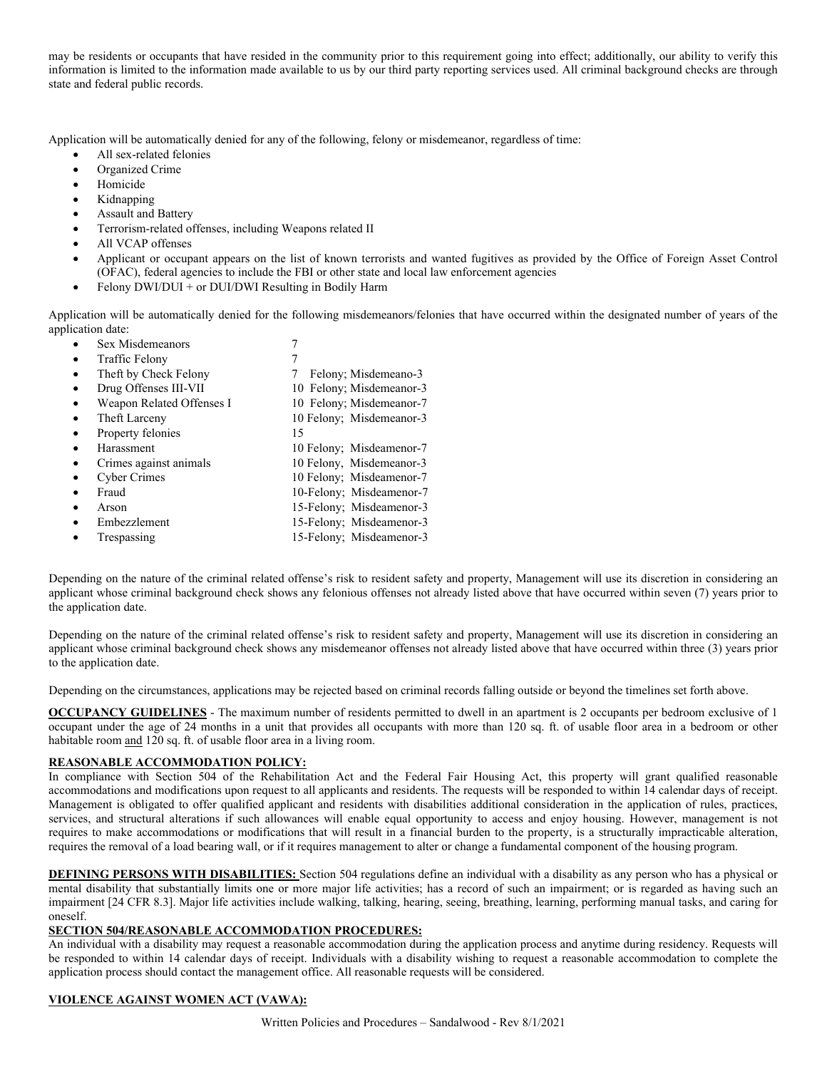may be residents or occupants that have resided in the community prior to this requirement going into effect; additionally, our ability to verify this information is limited to the information made available to us by our third party reporting services used. All criminal background checks are through state and federal public records.

Application will be automatically denied for any of the following, felony or misdemeanor, regardless of time:

- All sex-related felonies
- Organized Crime
- Homicide
- Kidnapping
- Assault and Battery
- Terrorism-related offenses, including Weapons related II
- All VCAP offenses
- Applicant or occupant appears on the list of known terrorists and wanted fugitives as provided by the Office of Foreign Asset Control (OFAC), federal agencies to include the FBI or other state and local law enforcement agencies
- Felony DWI/DUI + or DUI/DWI Resulting in Bodily Harm

Application will be automatically denied for the following misdemeanors/felonies that have occurred within the designated number of years of the application date:

- Sex Misdemeanors 7
- Traffic Felony 7
- Theft by Check Felony 7 Felony; Misdemeano-3
- Drug Offenses III-VII 10 Felony; Misdemeanor-3
- Weapon Related Offenses I 10 Felony; Misdemeanor-7
- Theft Larceny 10 Felony; Misdemeanor-3
- Property felonies 15
- Harassment 10 Felony; Misdeamenor-7
- Crimes against animals 10 Felony, Misdemeanor-3
- Cyber Crimes 10 Felony; Misdeamenor-7
- Fraud 10-Felony; Misdeamenor-7
- Arson 15-Felony; Misdeamenor-3
- Embezzlement 15-Felony; Misdeamenor-3
- Trespassing 15-Felony; Misdeamenor-3

Depending on the nature of the criminal related offense's risk to resident safety and property, Management will use its discretion in considering an applicant whose criminal background check shows any felonious offenses not already listed above that have occurred within seven (7) years prior to the application date.

Depending on the nature of the criminal related offense's risk to resident safety and property, Management will use its discretion in considering an applicant whose criminal background check shows any misdemeanor offenses not already listed above that have occurred within three (3) years prior to the application date.

Depending on the circumstances, applications may be rejected based on criminal records falling outside or beyond the timelines set forth above.

**OCCUPANCY GUIDELINES** - The maximum number of residents permitted to dwell in an apartment is 2 occupants per bedroom exclusive of 1 occupant under the age of 24 months in a unit that provides all occupants with more than 120 sq. ft. of usable floor area in a bedroom or other habitable room and 120 sq. ft. of usable floor area in a living room.

**REASONABLE ACCOMMODATION POLICY:**

In compliance with Section 504 of the Rehabilitation Act and the Federal Fair Housing Act, this property will grant qualified reasonable accommodations and modifications upon request to all applicants and residents. The requests will be responded to within 14 calendar days of receipt. Management is obligated to offer qualified applicant and residents with disabilities additional consideration in the application of rules, practices, services, and structural alterations if such allowances will enable equal opportunity to access and enjoy housing. However, management is not requires to make accommodations or modifications that will result in a financial burden to the property, is a structurally impracticable alteration, requires the removal of a load bearing wall, or if it requires management to alter or change a fundamental component of the housing program.

**DEFINING PERSONS WITH DISABILITIES:** Section 504 regulations define an individual with a disability as any person who has a physical or mental disability that substantially limits one or more major life activities; has a record of such an impairment; or is regarded as having such an impairment [24 CFR 8.3]. Major life activities include walking, talking, hearing, seeing, breathing, learning, performing manual tasks, and caring for oneself.

**SECTION 504/REASONABLE ACCOMMODATION PROCEDURES:**

An individual with a disability may request a reasonable accommodation during the application process and anytime during residency. Requests will be responded to within 14 calendar days of receipt. Individuals with a disability wishing to request a reasonable accommodation to complete the application process should contact the management office. All reasonable requests will be considered.

**VIOLENCE AGAINST WOMEN ACT (VAWA):**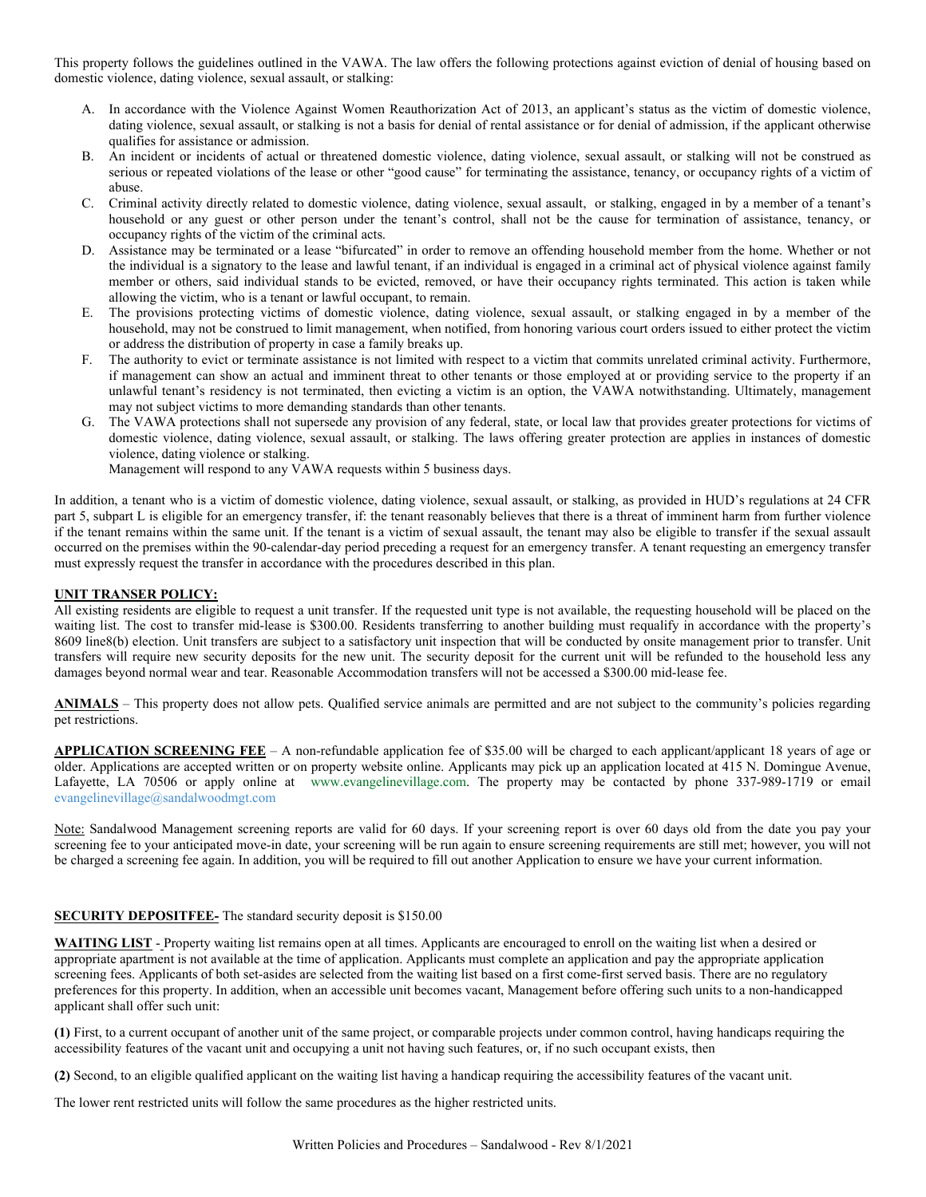This property follows the guidelines outlined in the VAWA. The law offers the following protections against eviction of denial of housing based on domestic violence, dating violence, sexual assault, or stalking:

A. In accordance with the Violence Against Women Reauthorization Act of 2013, an applicant's status as the victim of domestic violence, dating violence, sexual assault, or stalking is not a basis for denial of rental assistance or for denial of admission, if the applicant otherwise qualifies for assistance or admission.
B. An incident or incidents of actual or threatened domestic violence, dating violence, sexual assault, or stalking will not be construed as serious or repeated violations of the lease or other "good cause" for terminating the assistance, tenancy, or occupancy rights of a victim of abuse.
C. Criminal activity directly related to domestic violence, dating violence, sexual assault, or stalking, engaged in by a member of a tenant's household or any guest or other person under the tenant's control, shall not be the cause for termination of assistance, tenancy, or occupancy rights of the victim of the criminal acts.
D. Assistance may be terminated or a lease "bifurcated" in order to remove an offending household member from the home. Whether or not the individual is a signatory to the lease and lawful tenant, if an individual is engaged in a criminal act of physical violence against family member or others, said individual stands to be evicted, removed, or have their occupancy rights terminated. This action is taken while allowing the victim, who is a tenant or lawful occupant, to remain.
E. The provisions protecting victims of domestic violence, dating violence, sexual assault, or stalking engaged in by a member of the household, may not be construed to limit management, when notified, from honoring various court orders issued to either protect the victim or address the distribution of property in case a family breaks up.
F. The authority to evict or terminate assistance is not limited with respect to a victim that commits unrelated criminal activity. Furthermore, if management can show an actual and imminent threat to other tenants or those employed at or providing service to the property if an unlawful tenant's residency is not terminated, then evicting a victim is an option, the VAWA notwithstanding. Ultimately, management may not subject victims to more demanding standards than other tenants.
G. The VAWA protections shall not supersede any provision of any federal, state, or local law that provides greater protections for victims of domestic violence, dating violence, sexual assault, or stalking. The laws offering greater protection are applies in instances of domestic violence, dating violence or stalking.
   Management will respond to any VAWA requests within 5 business days.

In addition, a tenant who is a victim of domestic violence, dating violence, sexual assault, or stalking, as provided in HUD's regulations at 24 CFR part 5, subpart L is eligible for an emergency transfer, if: the tenant reasonably believes that there is a threat of imminent harm from further violence if the tenant remains within the same unit. If the tenant is a victim of sexual assault, the tenant may also be eligible to transfer if the sexual assault occurred on the premises within the 90-calendar-day period preceding a request for an emergency transfer. A tenant requesting an emergency transfer must expressly request the transfer in accordance with the procedures described in this plan.

**UNIT TRANSER POLICY:**
All existing residents are eligible to request a unit transfer. If the requested unit type is not available, the requesting household will be placed on the waiting list. The cost to transfer mid-lease is $300.00. Residents transferring to another building must requalify in accordance with the property's 8609 line8(b) election. Unit transfers are subject to a satisfactory unit inspection that will be conducted by onsite management prior to transfer. Unit transfers will require new security deposits for the new unit. The security deposit for the current unit will be refunded to the household less any damages beyond normal wear and tear. Reasonable Accommodation transfers will not be accessed a $300.00 mid-lease fee.

**ANIMALS** – This property does not allow pets. Qualified service animals are permitted and are not subject to the community's policies regarding pet restrictions.

**APPLICATION SCREENING FEE** – A non-refundable application fee of $35.00 will be charged to each applicant/applicant 18 years of age or older. Applications are accepted written or on property website online. Applicants may pick up an application located at 415 N. Domingue Avenue, Lafayette, LA 70506 or apply online at www.evangelinevillage.com. The property may be contacted by phone 337-989-1719 or email evangelinevillage@sandalwoodmgt.com

Note: Sandalwood Management screening reports are valid for 60 days. If your screening report is over 60 days old from the date you pay your screening fee to your anticipated move-in date, your screening will be run again to ensure screening requirements are still met; however, you will not be charged a screening fee again. In addition, you will be required to fill out another Application to ensure we have your current information.

**SECURITY DEPOSITFEE-** The standard security deposit is $150.00

**WAITING LIST** - Property waiting list remains open at all times. Applicants are encouraged to enroll on the waiting list when a desired or appropriate apartment is not available at the time of application. Applicants must complete an application and pay the appropriate application screening fees. Applicants of both set-asides are selected from the waiting list based on a first come-first served basis. There are no regulatory preferences for this property. In addition, when an accessible unit becomes vacant, Management before offering such units to a non-handicapped applicant shall offer such unit:

**(1)** First, to a current occupant of another unit of the same project, or comparable projects under common control, having handicaps requiring the accessibility features of the vacant unit and occupying a unit not having such features, or, if no such occupant exists, then

**(2)** Second, to an eligible qualified applicant on the waiting list having a handicap requiring the accessibility features of the vacant unit.

The lower rent restricted units will follow the same procedures as the higher restricted units.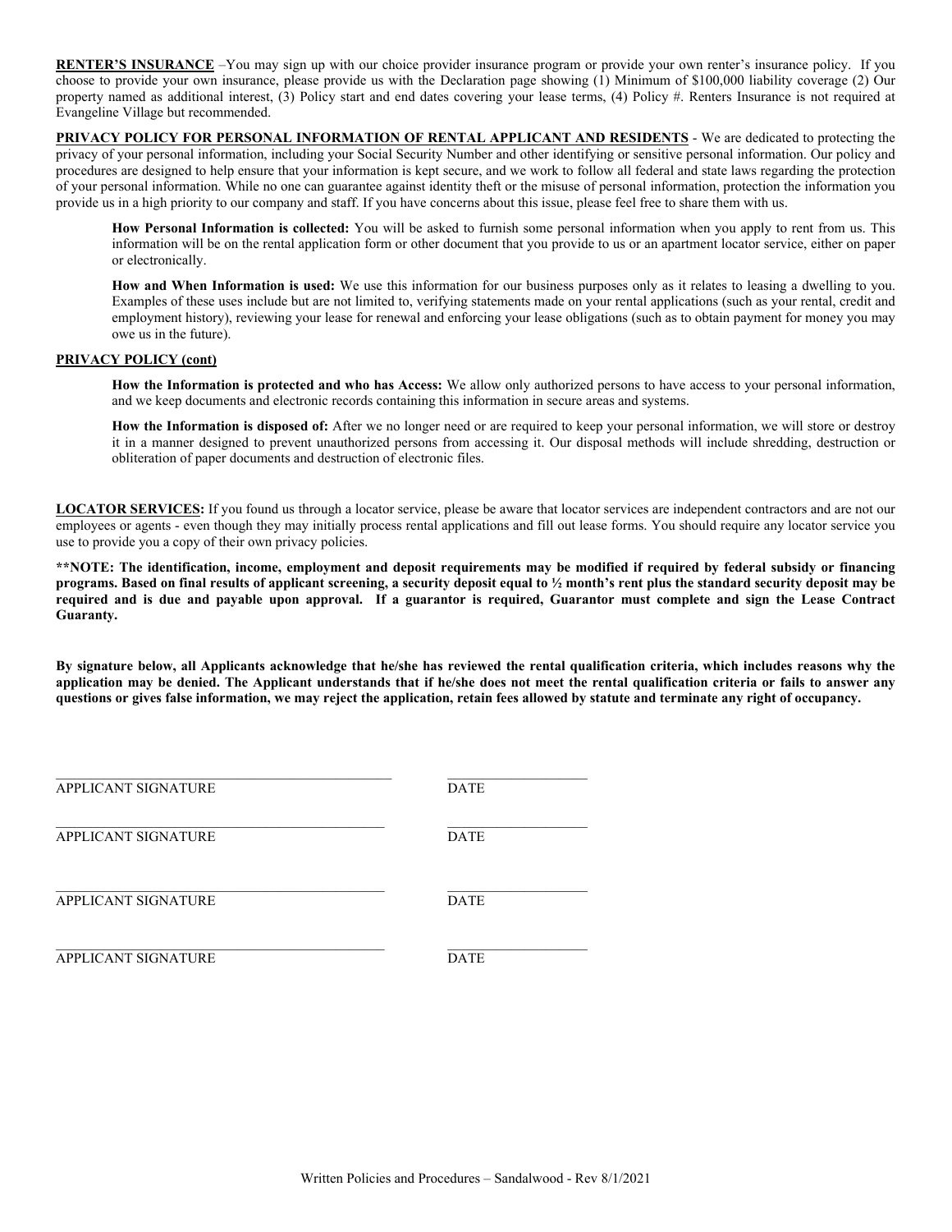**RENTER'S INSURANCE** –You may sign up with our choice provider insurance program or provide your own renter's insurance policy. If you choose to provide your own insurance, please provide us with the Declaration page showing (1) Minimum of $100,000 liability coverage (2) Our property named as additional interest, (3) Policy start and end dates covering your lease terms, (4) Policy #. Renters Insurance is not required at Evangeline Village but recommended.

**PRIVACY POLICY FOR PERSONAL INFORMATION OF RENTAL APPLICANT AND RESIDENTS** - We are dedicated to protecting the privacy of your personal information, including your Social Security Number and other identifying or sensitive personal information. Our policy and procedures are designed to help ensure that your information is kept secure, and we work to follow all federal and state laws regarding the protection of your personal information. While no one can guarantee against identity theft or the misuse of personal information, protection the information you provide us in a high priority to our company and staff. If you have concerns about this issue, please feel free to share them with us.

**How Personal Information is collected:** You will be asked to furnish some personal information when you apply to rent from us. This information will be on the rental application form or other document that you provide to us or an apartment locator service, either on paper or electronically.

**How and When Information is used:** We use this information for our business purposes only as it relates to leasing a dwelling to you. Examples of these uses include but are not limited to, verifying statements made on your rental applications (such as your rental, credit and employment history), reviewing your lease for renewal and enforcing your lease obligations (such as to obtain payment for money you may owe us in the future).

**PRIVACY POLICY (cont)**

**How the Information is protected and who has Access:** We allow only authorized persons to have access to your personal information, and we keep documents and electronic records containing this information in secure areas and systems.

**How the Information is disposed of:** After we no longer need or are required to keep your personal information, we will store or destroy it in a manner designed to prevent unauthorized persons from accessing it. Our disposal methods will include shredding, destruction or obliteration of paper documents and destruction of electronic files.

**LOCATOR SERVICES:** If you found us through a locator service, please be aware that locator services are independent contractors and are not our employees or agents - even though they may initially process rental applications and fill out lease forms. You should require any locator service you use to provide you a copy of their own privacy policies.

**\*\*NOTE: The identification, income, employment and deposit requirements may be modified if required by federal subsidy or financing programs. Based on final results of applicant screening, a security deposit equal to ½ month's rent plus the standard security deposit may be required and is due and payable upon approval. If a guarantor is required, Guarantor must complete and sign the Lease Contract Guaranty.**

**By signature below, all Applicants acknowledge that he/she has reviewed the rental qualification criteria, which includes reasons why the application may be denied. The Applicant understands that if he/she does not meet the rental qualification criteria or fails to answer any questions or gives false information, we may reject the application, retain fees allowed by statute and terminate any right of occupancy.**

\_\_\_\_\_\_\_\_\_\_\_\_\_\_\_\_\_\_\_\_\_\_\_\_\_\_\_\_\_\_\_\_\_\_\_\_\_\_ \_\_\_\_\_\_\_\_\_\_\_\_\_\_\_\_
APPLICANT SIGNATURE DATE

\_\_\_\_\_\_\_\_\_\_\_\_\_\_\_\_\_\_\_\_\_\_\_\_\_\_\_\_\_\_\_\_\_\_\_\_\_\_ \_\_\_\_\_\_\_\_\_\_\_\_\_\_\_\_
APPLICANT SIGNATURE DATE

\_\_\_\_\_\_\_\_\_\_\_\_\_\_\_\_\_\_\_\_\_\_\_\_\_\_\_\_\_\_\_\_\_\_\_\_\_\_ \_\_\_\_\_\_\_\_\_\_\_\_\_\_\_\_
APPLICANT SIGNATURE DATE

\_\_\_\_\_\_\_\_\_\_\_\_\_\_\_\_\_\_\_\_\_\_\_\_\_\_\_\_\_\_\_\_\_\_\_\_\_\_ \_\_\_\_\_\_\_\_\_\_\_\_\_\_\_\_
APPLICANT SIGNATURE DATE